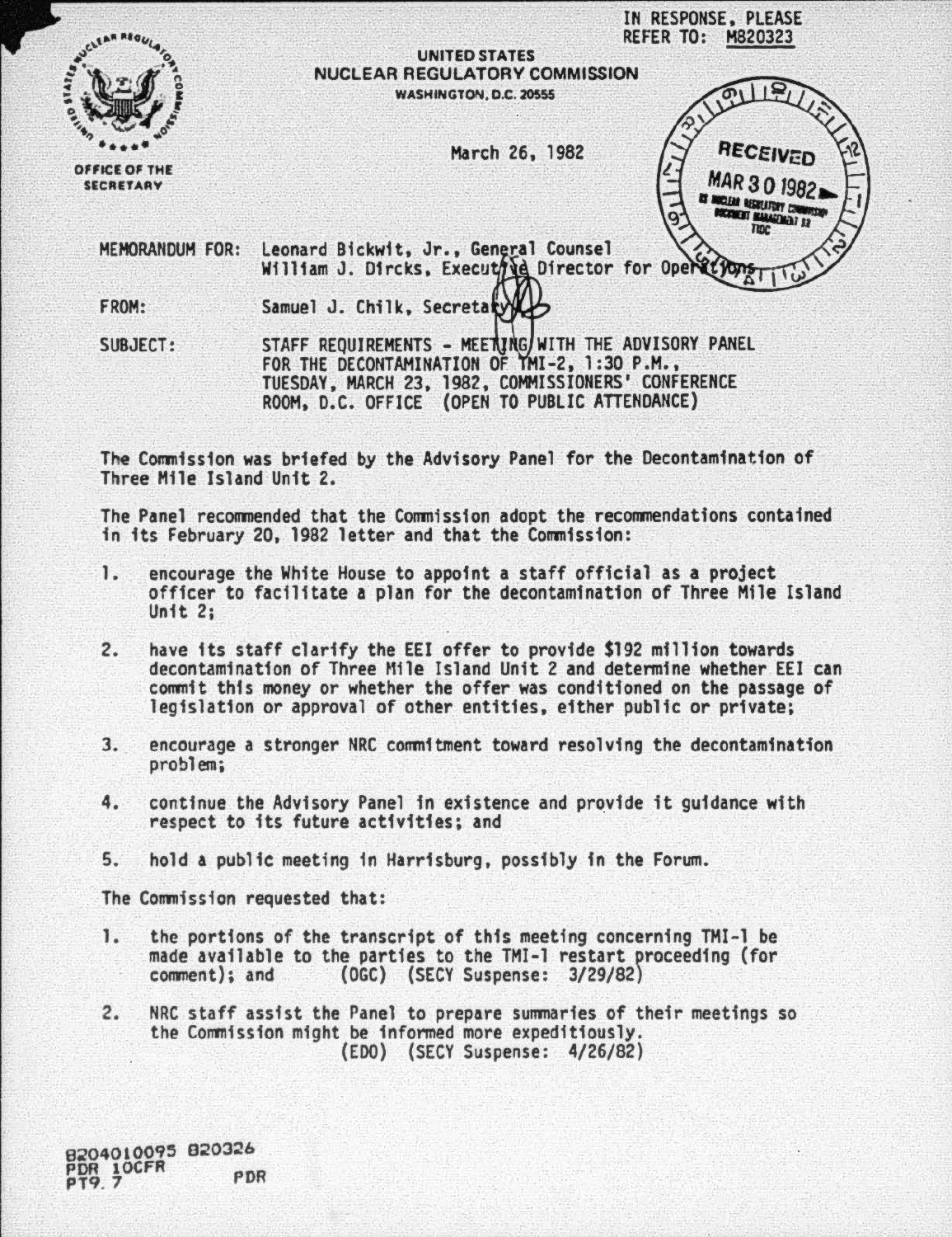IN RESPONSE, PLEASE REFER TO: M820323

UNITED STATES
NUCLEAR REGULATORY COMMISSION
WASHINGTON, D.C. 20555

OFFICE OF THE SECRETARY

March 26, 1982

RECEIVED
MAR 30 1982
US NUCLEAR REGULATORY COMMISSION
DOCUMENT MANAGEMENT BR
TIDC

MEMORANDUM FOR: Leonard Bickwit, Jr., General Counsel
William J. Dircks, Executive Director for Operations

FROM: Samuel J. Chilk, Secretary

SUBJECT: STAFF REQUIREMENTS - MEETING WITH THE ADVISORY PANEL FOR THE DECONTAMINATION OF TMI-2, 1:30 P.M., TUESDAY, MARCH 23, 1982, COMMISSIONERS' CONFERENCE ROOM, D.C. OFFICE (OPEN TO PUBLIC ATTENDANCE)

The Commission was briefed by the Advisory Panel for the Decontamination of Three Mile Island Unit 2.

The Panel recommended that the Commission adopt the recommendations contained in its February 20, 1982 letter and that the Commission:

1. encourage the White House to appoint a staff official as a project officer to facilitate a plan for the decontamination of Three Mile Island Unit 2;

2. have its staff clarify the EEI offer to provide $192 million towards decontamination of Three Mile Island Unit 2 and determine whether EEI can commit this money or whether the offer was conditioned on the passage of legislation or approval of other entities, either public or private;

3. encourage a stronger NRC commitment toward resolving the decontamination problem;

4. continue the Advisory Panel in existence and provide it guidance with respect to its future activities; and

5. hold a public meeting in Harrisburg, possibly in the Forum.

The Commission requested that:

1. the portions of the transcript of this meeting concerning TMI-1 be made available to the parties to the TMI-1 restart proceeding (for comment); and (OGC) (SECY Suspense: 3/29/82)

2. NRC staff assist the Panel to prepare summaries of their meetings so the Commission might be informed more expeditiously.
(EDO) (SECY Suspense: 4/26/82)

8204010095 820326
PDR 10CFR
PT9.7 PDR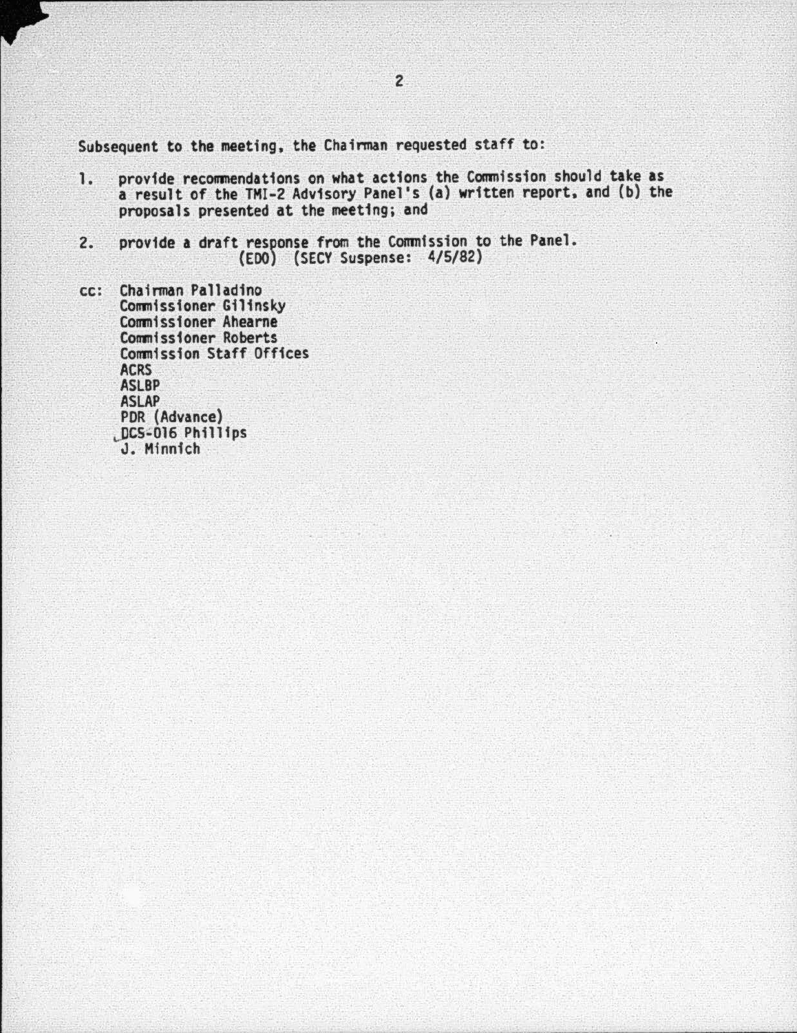Subsequent to the meeting, the Chairman requested staff to:

1. provide recommendations on what actions the Commission should take as a result of the TMI-2 Advisory Panel's (a) written report, and (b) the proposals presented at the meeting; and

2. provide a draft response from the Commission to the Panel.
   (EDO) (SECY Suspense: 4/5/82)

cc: Chairman Palladino
    Commissioner Gilinsky
    Commissioner Ahearne
    Commissioner Roberts
    Commission Staff Offices
    ACRS
    ASLBP
    ASLAP
    PDR (Advance)
    DCS-016 Phillips
    J. Minnich